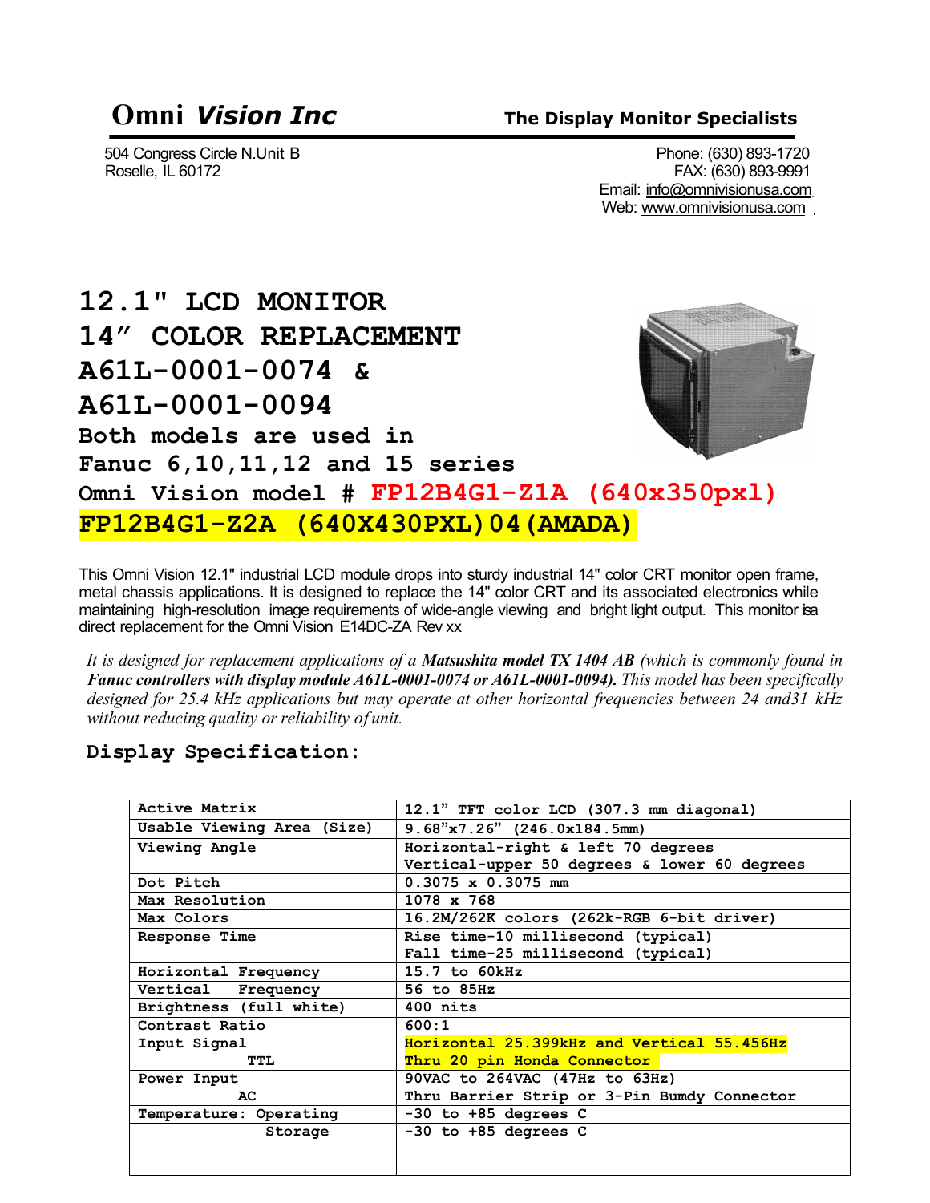# Omni *Vision Inc*

**The Display Monitor Specialists**

504 Congress Circle N.Unit B
Roselle, IL 60172

Phone: (630) 893-1720
FAX: (630) 893-9991
Email: info@omnivisionusa.com
Web: www.omnivisionusa.com

## 12.1" LCD MONITOR
## 14" COLOR REPLACEMENT
## A61L-0001-0074 &
## A61L-0001-0094

**Both models are used in**
**Fanuc 6,10,11,12 and 15 series**
**Omni Vision model # FP12B4G1-Z1A (640x350pxl)**
**FP12B4G1-Z2A (640X430PXL)04(AMADA)**

This Omni Vision 12.1" industrial LCD module drops into sturdy industrial 14" color CRT monitor open frame, metal chassis applications. It is designed to replace the 14" color CRT and its associated electronics while maintaining high-resolution image requirements of wide-angle viewing and bright light output. This monitor is a direct replacement for the Omni Vision E14DC-ZA Rev xx

*It is designed for replacement applications of a* ***Matsushita model TX 1404 AB*** *(which is commonly found in* ***Fanuc controllers with display module A61L-0001-0074 or A61L-0001-0094).*** *This model has been specifically designed for 25.4 kHz applications but may operate at other horizontal frequencies between 24 and31 kHz without reducing quality or reliability of unit.*

### Display Specification:

| | |
|---|---|
| Active Matrix | 12.1" TFT color LCD (307.3 mm diagonal) |
| Usable Viewing Area (Size) | 9.68"x7.26" (246.0x184.5mm) |
| Viewing Angle | Horizontal-right & left 70 degrees<br>Vertical-upper 50 degrees & lower 60 degrees |
| Dot Pitch | 0.3075 x 0.3075 mm |
| Max Resolution | 1078 x 768 |
| Max Colors | 16.2M/262K colors (262k-RGB 6-bit driver) |
| Response Time | Rise time-10 millisecond (typical)<br>Fall time-25 millisecond (typical) |
| Horizontal Frequency | 15.7 to 60kHz |
| Vertical Frequency | 56 to 85Hz |
| Brightness (full white) | 400 nits |
| Contrast Ratio | 600:1 |
| Input Signal<br>TTL | Horizontal 25.399kHz and Vertical 55.456Hz<br>Thru 20 pin Honda Connector |
| Power Input<br>AC | 90VAC to 264VAC (47Hz to 63Hz)<br>Thru Barrier Strip or 3-Pin Bumdy Connector |
| Temperature: Operating | -30 to +85 degrees C |
| Storage | -30 to +85 degrees C |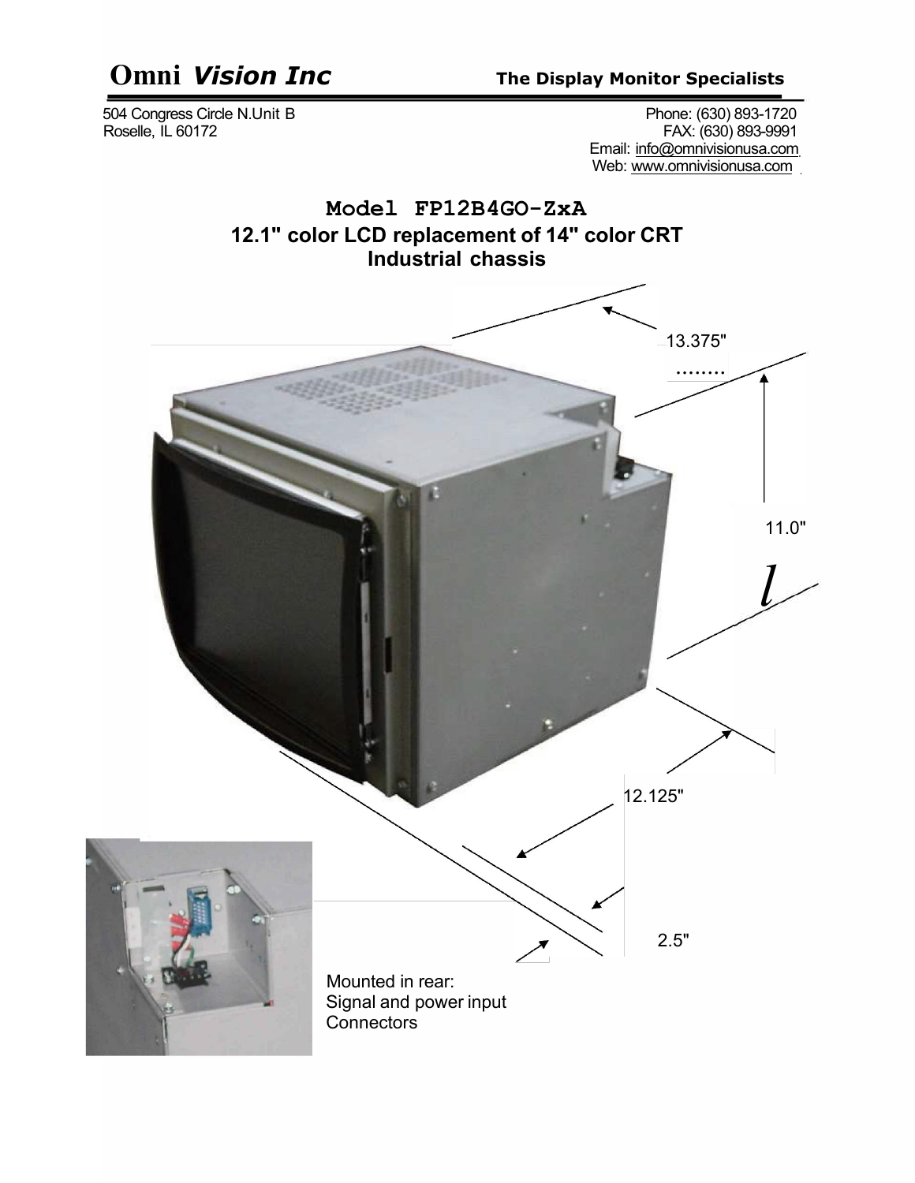# Omni *Vision Inc*

**The Display Monitor Specialists**

504 Congress Circle N.Unit B
Roselle, IL 60172

Phone: (630) 893-1720
FAX: (630) 893-9991
Email: info@omnivisionusa.com
Web: www.omnivisionusa.com

## Model FP12B4GO-ZxA

### 12.1" color LCD replacement of 14" color CRT
### Industrial chassis

13.375"

11.0"

12.125"

2.5"

Mounted in rear:
Signal and power input
Connectors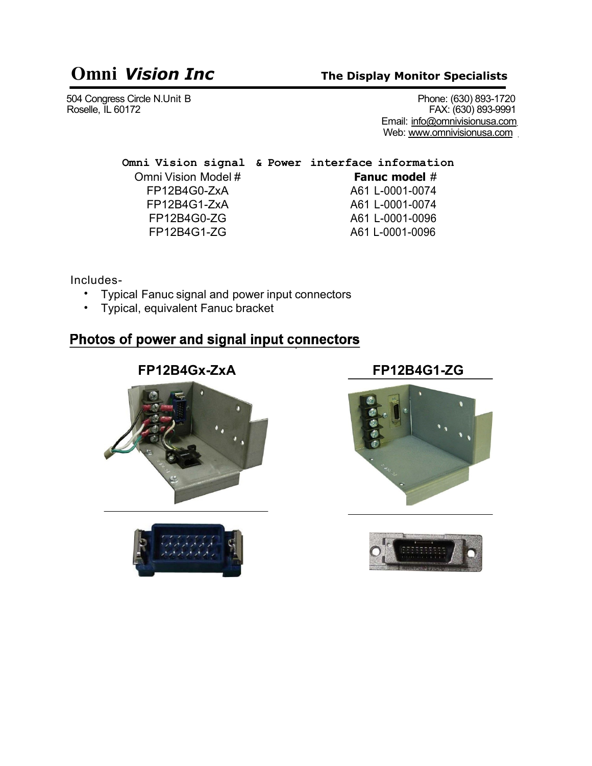# Omni *Vision Inc*

**The Display Monitor Specialists**

504 Congress Circle N.Unit B
Roselle, IL 60172

Phone: (630) 893-1720
FAX: (630) 893-9991
Email: info@omnivisionusa.com
Web: www.omnivisionusa.com

**Omni Vision signal & Power interface information**

| Omni Vision Model # | **Fanuc model** # |
|---|---|
| FP12B4G0-ZxA | A61 L-0001-0074 |
| FP12B4G1-ZxA | A61 L-0001-0074 |
| FP12B4G0-ZG | A61 L-0001-0096 |
| FP12B4G1-ZG | A61 L-0001-0096 |

Includes-

- Typical Fanuc signal and power input connectors
- Typical, equivalent Fanuc bracket

## Photos of power and signal input connectors

**FP12B4Gx-ZxA**

**FP12B4G1-ZG**